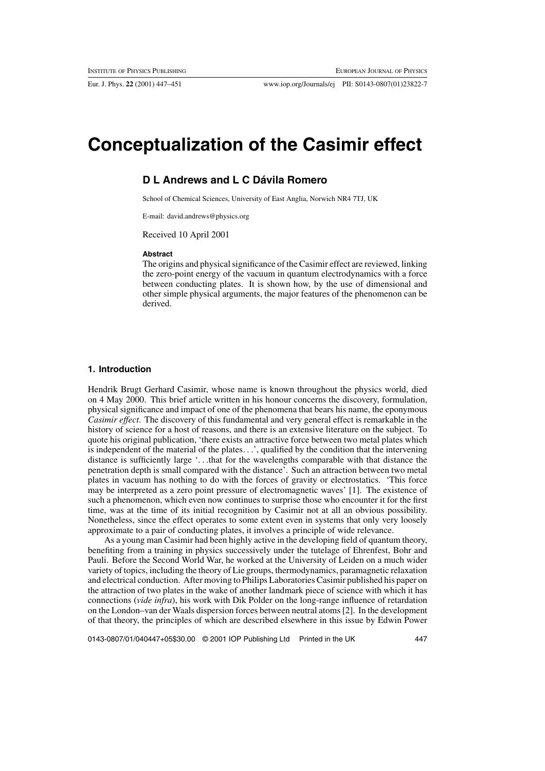# Conceptualization of the Casimir effect

**D L Andrews and L C Dávila Romero**

School of Chemical Sciences, University of East Anglia, Norwich NR4 7TJ, UK

E-mail: david.andrews@physics.org

Received 10 April 2001

**Abstract**

The origins and physical significance of the Casimir effect are reviewed, linking the zero-point energy of the vacuum in quantum electrodynamics with a force between conducting plates. It is shown how, by the use of dimensional and other simple physical arguments, the major features of the phenomenon can be derived.

## 1. Introduction

Hendrik Brugt Gerhard Casimir, whose name is known throughout the physics world, died on 4 May 2000. This brief article written in his honour concerns the discovery, formulation, physical significance and impact of one of the phenomena that bears his name, the eponymous *Casimir effect*. The discovery of this fundamental and very general effect is remarkable in the history of science for a host of reasons, and there is an extensive literature on the subject. To quote his original publication, 'there exists an attractive force between two metal plates which is independent of the material of the plates...', qualified by the condition that the intervening distance is sufficiently large '...that for the wavelengths comparable with that distance the penetration depth is small compared with the distance'. Such an attraction between two metal plates in vacuum has nothing to do with the forces of gravity or electrostatics. 'This force may be interpreted as a zero point pressure of electromagnetic waves' [1]. The existence of such a phenomenon, which even now continues to surprise those who encounter it for the first time, was at the time of its initial recognition by Casimir not at all an obvious possibility. Nonetheless, since the effect operates to some extent even in systems that only very loosely approximate to a pair of conducting plates, it involves a principle of wide relevance.

As a young man Casimir had been highly active in the developing field of quantum theory, benefiting from a training in physics successively under the tutelage of Ehrenfest, Bohr and Pauli. Before the Second World War, he worked at the University of Leiden on a much wider variety of topics, including the theory of Lie groups, thermodynamics, paramagnetic relaxation and electrical conduction. After moving to Philips Laboratories Casimir published his paper on the attraction of two plates in the wake of another landmark piece of science with which it has connections (*vide infra*), his work with Dik Polder on the long-range influence of retardation on the London–van der Waals dispersion forces between neutral atoms [2]. In the development of that theory, the principles of which are described elsewhere in this issue by Edwin Power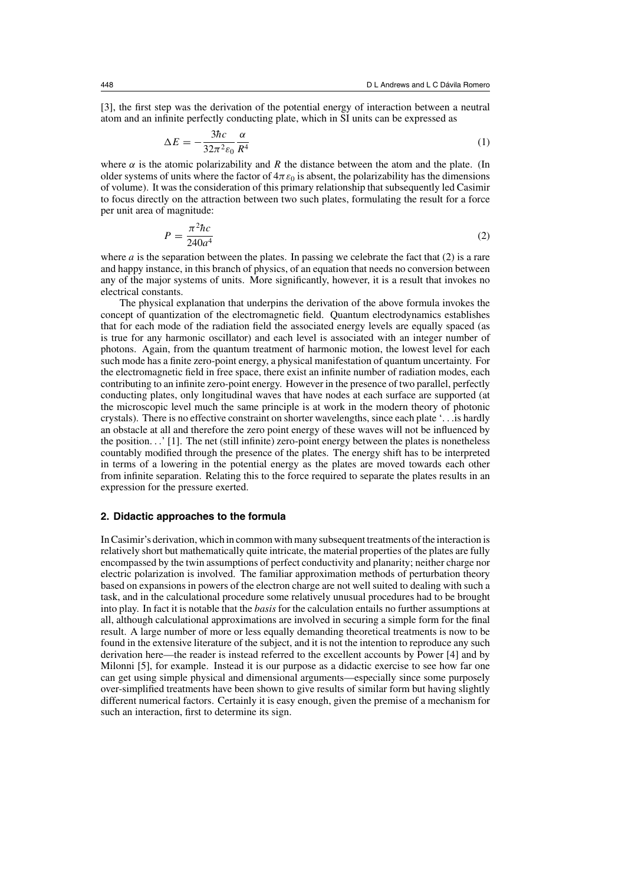[3], the first step was the derivation of the potential energy of interaction between a neutral atom and an infinite perfectly conducting plate, which in SI units can be expressed as

$$\Delta E = -\frac{3\hbar c}{32\pi^2\varepsilon_0}\frac{\alpha}{R^4} \tag{1}$$

where $\alpha$ is the atomic polarizability and $R$ the distance between the atom and the plate. (In older systems of units where the factor of $4\pi\varepsilon_0$ is absent, the polarizability has the dimensions of volume). It was the consideration of this primary relationship that subsequently led Casimir to focus directly on the attraction between two such plates, formulating the result for a force per unit area of magnitude:

$$P = \frac{\pi^2\hbar c}{240a^4} \tag{2}$$

where $a$ is the separation between the plates. In passing we celebrate the fact that (2) is a rare and happy instance, in this branch of physics, of an equation that needs no conversion between any of the major systems of units. More significantly, however, it is a result that invokes no electrical constants.

The physical explanation that underpins the derivation of the above formula invokes the concept of quantization of the electromagnetic field. Quantum electrodynamics establishes that for each mode of the radiation field the associated energy levels are equally spaced (as is true for any harmonic oscillator) and each level is associated with an integer number of photons. Again, from the quantum treatment of harmonic motion, the lowest level for each such mode has a finite zero-point energy, a physical manifestation of quantum uncertainty. For the electromagnetic field in free space, there exist an infinite number of radiation modes, each contributing to an infinite zero-point energy. However in the presence of two parallel, perfectly conducting plates, only longitudinal waves that have nodes at each surface are supported (at the microscopic level much the same principle is at work in the modern theory of photonic crystals). There is no effective constraint on shorter wavelengths, since each plate '. . .is hardly an obstacle at all and therefore the zero point energy of these waves will not be influenced by the position. . .' [1]. The net (still infinite) zero-point energy between the plates is nonetheless countably modified through the presence of the plates. The energy shift has to be interpreted in terms of a lowering in the potential energy as the plates are moved towards each other from infinite separation. Relating this to the force required to separate the plates results in an expression for the pressure exerted.

## 2. Didactic approaches to the formula

In Casimir's derivation, which in common with many subsequent treatments of the interaction is relatively short but mathematically quite intricate, the material properties of the plates are fully encompassed by the twin assumptions of perfect conductivity and planarity; neither charge nor electric polarization is involved. The familiar approximation methods of perturbation theory based on expansions in powers of the electron charge are not well suited to dealing with such a task, and in the calculational procedure some relatively unusual procedures had to be brought into play. In fact it is notable that the *basis* for the calculation entails no further assumptions at all, although calculational approximations are involved in securing a simple form for the final result. A large number of more or less equally demanding theoretical treatments is now to be found in the extensive literature of the subject, and it is not the intention to reproduce any such derivation here—the reader is instead referred to the excellent accounts by Power [4] and by Milonni [5], for example. Instead it is our purpose as a didactic exercise to see how far one can get using simple physical and dimensional arguments—especially since some purposely over-simplified treatments have been shown to give results of similar form but having slightly different numerical factors. Certainly it is easy enough, given the premise of a mechanism for such an interaction, first to determine its sign.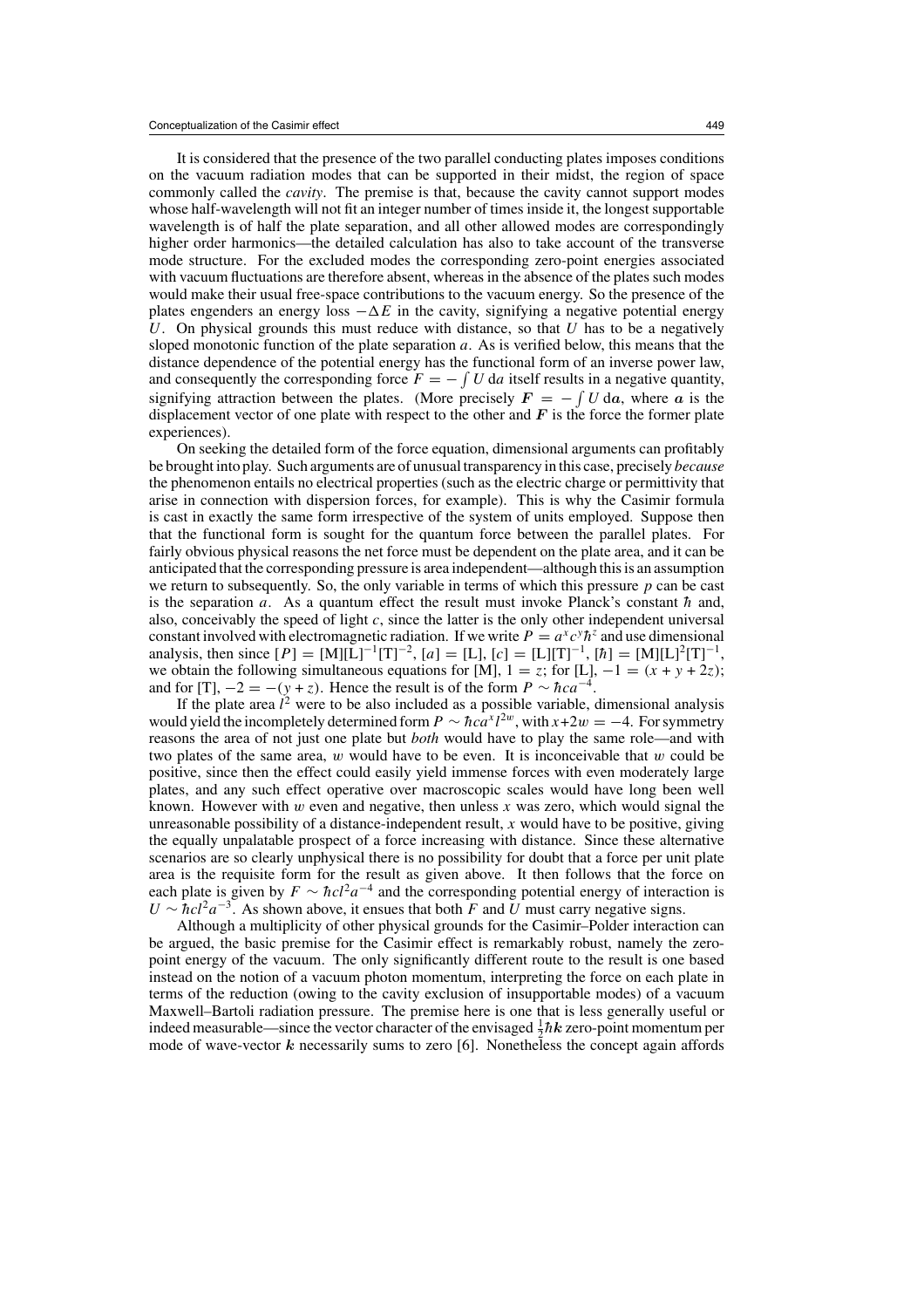It is considered that the presence of the two parallel conducting plates imposes conditions on the vacuum radiation modes that can be supported in their midst, the region of space commonly called the *cavity*. The premise is that, because the cavity cannot support modes whose half-wavelength will not fit an integer number of times inside it, the longest supportable wavelength is of half the plate separation, and all other allowed modes are correspondingly higher order harmonics—the detailed calculation has also to take account of the transverse mode structure. For the excluded modes the corresponding zero-point energies associated with vacuum fluctuations are therefore absent, whereas in the absence of the plates such modes would make their usual free-space contributions to the vacuum energy. So the presence of the plates engenders an energy loss $-\Delta E$ in the cavity, signifying a negative potential energy $U$. On physical grounds this must reduce with distance, so that $U$ has to be a negatively sloped monotonic function of the plate separation $a$. As is verified below, this means that the distance dependence of the potential energy has the functional form of an inverse power law, and consequently the corresponding force $F = -\int U \, da$ itself results in a negative quantity, signifying attraction between the plates. (More precisely $\boldsymbol{F} = -\int U \, d\boldsymbol{a}$, where $\boldsymbol{a}$ is the displacement vector of one plate with respect to the other and $\boldsymbol{F}$ is the force the former plate experiences).

On seeking the detailed form of the force equation, dimensional arguments can profitably be brought into play. Such arguments are of unusual transparency in this case, precisely *because* the phenomenon entails no electrical properties (such as the electric charge or permittivity that arise in connection with dispersion forces, for example). This is why the Casimir formula is cast in exactly the same form irrespective of the system of units employed. Suppose then that the functional form is sought for the quantum force between the parallel plates. For fairly obvious physical reasons the net force must be dependent on the plate area, and it can be anticipated that the corresponding pressure is area independent—although this is an assumption we return to subsequently. So, the only variable in terms of which this pressure $p$ can be cast is the separation $a$. As a quantum effect the result must invoke Planck's constant $\hbar$ and, also, conceivably the speed of light $c$, since the latter is the only other independent universal constant involved with electromagnetic radiation. If we write $P = a^x c^y \hbar^z$ and use dimensional analysis, then since $[P] = [\mathrm{M}][\mathrm{L}]^{-1}[\mathrm{T}]^{-2}$, $[a] = [\mathrm{L}]$, $[c] = [\mathrm{L}][\mathrm{T}]^{-1}$, $[\hbar] = [\mathrm{M}][\mathrm{L}]^2[\mathrm{T}]^{-1}$, we obtain the following simultaneous equations for [M], $1 = z$; for [L], $-1 = (x + y + 2z)$; and for [T], $-2 = -(y + z)$. Hence the result is of the form $P \sim \hbar c a^{-4}$.

If the plate area $l^2$ were to be also included as a possible variable, dimensional analysis would yield the incompletely determined form $P \sim \hbar c a^x l^{2w}$, with $x + 2w = -4$. For symmetry reasons the area of not just one plate but *both* would have to play the same role—and with two plates of the same area, $w$ would have to be even. It is inconceivable that $w$ could be positive, since then the effect could easily yield immense forces with even moderately large plates, and any such effect operative over macroscopic scales would have long been well known. However with $w$ even and negative, then unless $x$ was zero, which would signal the unreasonable possibility of a distance-independent result, $x$ would have to be positive, giving the equally unpalatable prospect of a force increasing with distance. Since these alternative scenarios are so clearly unphysical there is no possibility for doubt that a force per unit plate area is the requisite form for the result as given above. It then follows that the force on each plate is given by $F \sim \hbar c l^2 a^{-4}$ and the corresponding potential energy of interaction is $U \sim \hbar c l^2 a^{-3}$. As shown above, it ensues that both $F$ and $U$ must carry negative signs.

Although a multiplicity of other physical grounds for the Casimir–Polder interaction can be argued, the basic premise for the Casimir effect is remarkably robust, namely the zero-point energy of the vacuum. The only significantly different route to the result is one based instead on the notion of a vacuum photon momentum, interpreting the force on each plate in terms of the reduction (owing to the cavity exclusion of insupportable modes) of a vacuum Maxwell–Bartoli radiation pressure. The premise here is one that is less generally useful or indeed measurable—since the vector character of the envisaged $\frac{1}{2}\hbar\boldsymbol{k}$ zero-point momentum per mode of wave-vector $\boldsymbol{k}$ necessarily sums to zero [6]. Nonetheless the concept again affords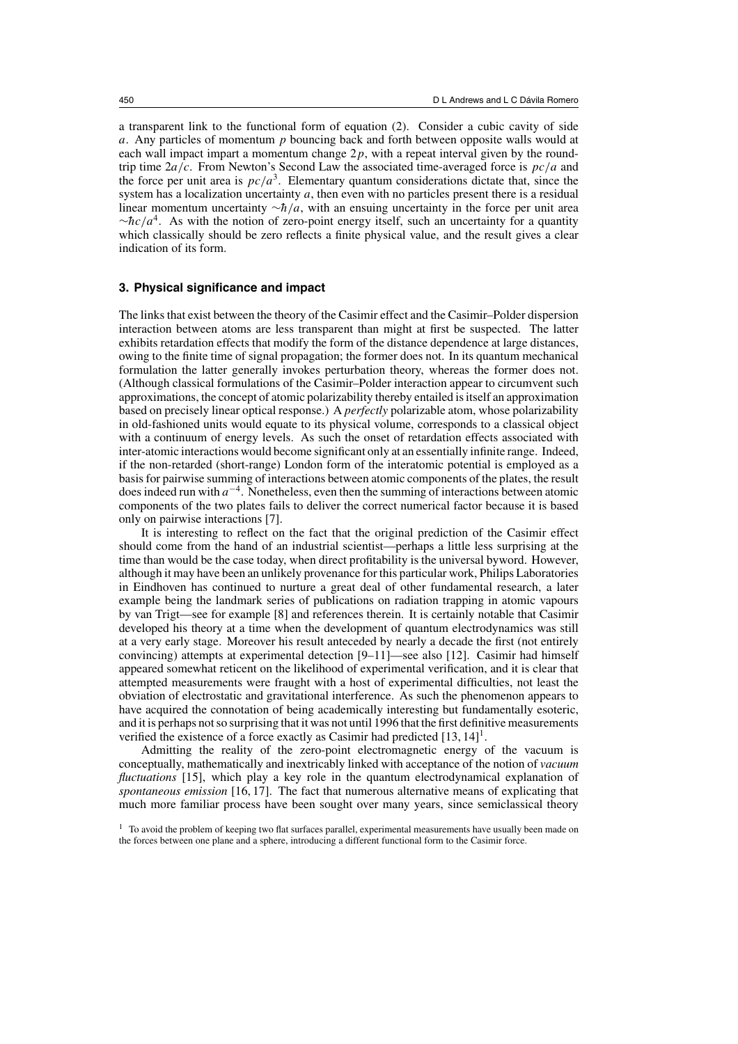a transparent link to the functional form of equation (2). Consider a cubic cavity of side $a$. Any particles of momentum $p$ bouncing back and forth between opposite walls would at each wall impact impart a momentum change $2p$, with a repeat interval given by the round-trip time $2a/c$. From Newton's Second Law the associated time-averaged force is $pc/a$ and the force per unit area is $pc/a^3$. Elementary quantum considerations dictate that, since the system has a localization uncertainty $a$, then even with no particles present there is a residual linear momentum uncertainty $\sim\hbar/a$, with an ensuing uncertainty in the force per unit area $\sim\hbar c/a^4$. As with the notion of zero-point energy itself, such an uncertainty for a quantity which classically should be zero reflects a finite physical value, and the result gives a clear indication of its form.

### 3. Physical significance and impact

The links that exist between the theory of the Casimir effect and the Casimir–Polder dispersion interaction between atoms are less transparent than might at first be suspected. The latter exhibits retardation effects that modify the form of the distance dependence at large distances, owing to the finite time of signal propagation; the former does not. In its quantum mechanical formulation the latter generally invokes perturbation theory, whereas the former does not. (Although classical formulations of the Casimir–Polder interaction appear to circumvent such approximations, the concept of atomic polarizability thereby entailed is itself an approximation based on precisely linear optical response.) A *perfectly* polarizable atom, whose polarizability in old-fashioned units would equate to its physical volume, corresponds to a classical object with a continuum of energy levels. As such the onset of retardation effects associated with inter-atomic interactions would become significant only at an essentially infinite range. Indeed, if the non-retarded (short-range) London form of the interatomic potential is employed as a basis for pairwise summing of interactions between atomic components of the plates, the result does indeed run with $a^{-4}$. Nonetheless, even then the summing of interactions between atomic components of the two plates fails to deliver the correct numerical factor because it is based only on pairwise interactions [7].

It is interesting to reflect on the fact that the original prediction of the Casimir effect should come from the hand of an industrial scientist—perhaps a little less surprising at the time than would be the case today, when direct profitability is the universal byword. However, although it may have been an unlikely provenance for this particular work, Philips Laboratories in Eindhoven has continued to nurture a great deal of other fundamental research, a later example being the landmark series of publications on radiation trapping in atomic vapours by van Trigt—see for example [8] and references therein. It is certainly notable that Casimir developed his theory at a time when the development of quantum electrodynamics was still at a very early stage. Moreover his result anteceded by nearly a decade the first (not entirely convincing) attempts at experimental detection [9–11]—see also [12]. Casimir had himself appeared somewhat reticent on the likelihood of experimental verification, and it is clear that attempted measurements were fraught with a host of experimental difficulties, not least the obviation of electrostatic and gravitational interference. As such the phenomenon appears to have acquired the connotation of being academically interesting but fundamentally esoteric, and it is perhaps not so surprising that it was not until 1996 that the first definitive measurements verified the existence of a force exactly as Casimir had predicted [13, 14][1].

Admitting the reality of the zero-point electromagnetic energy of the vacuum is conceptually, mathematically and inextricably linked with acceptance of the notion of *vacuum fluctuations* [15], which play a key role in the quantum electrodynamical explanation of *spontaneous emission* [16, 17]. The fact that numerous alternative means of explicating that much more familiar process have been sought over many years, since semiclassical theory

[1] To avoid the problem of keeping two flat surfaces parallel, experimental measurements have usually been made on the forces between one plane and a sphere, introducing a different functional form to the Casimir force.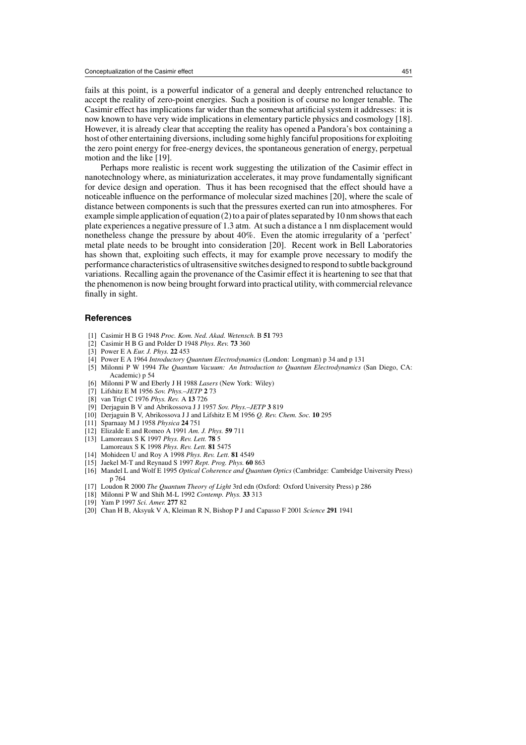fails at this point, is a powerful indicator of a general and deeply entrenched reluctance to accept the reality of zero-point energies. Such a position is of course no longer tenable. The Casimir effect has implications far wider than the somewhat artificial system it addresses: it is now known to have very wide implications in elementary particle physics and cosmology [18]. However, it is already clear that accepting the reality has opened a Pandora's box containing a host of other entertaining diversions, including some highly fanciful propositions for exploiting the zero point energy for free-energy devices, the spontaneous generation of energy, perpetual motion and the like [19].

Perhaps more realistic is recent work suggesting the utilization of the Casimir effect in nanotechnology where, as miniaturization accelerates, it may prove fundamentally significant for device design and operation. Thus it has been recognised that the effect should have a noticeable influence on the performance of molecular sized machines [20], where the scale of distance between components is such that the pressures exerted can run into atmospheres. For example simple application of equation (2) to a pair of plates separated by 10 nm shows that each plate experiences a negative pressure of 1.3 atm. At such a distance a 1 nm displacement would nonetheless change the pressure by about 40%. Even the atomic irregularity of a 'perfect' metal plate needs to be brought into consideration [20]. Recent work in Bell Laboratories has shown that, exploiting such effects, it may for example prove necessary to modify the performance characteristics of ultrasensitive switches designed to respond to subtle background variations. Recalling again the provenance of the Casimir effect it is heartening to see that that the phenomenon is now being brought forward into practical utility, with commercial relevance finally in sight.

## References

[1] Casimir H B G 1948 *Proc. Kom. Ned. Akad. Wetensch.* B **51** 793

[2] Casimir H B G and Polder D 1948 *Phys. Rev.* **73** 360

[3] Power E A *Eur. J. Phys.* **22** 453

[4] Power E A 1964 *Introductory Quantum Electrodynamics* (London: Longman) p 34 and p 131

[5] Milonni P W 1994 *The Quantum Vacuum: An Introduction to Quantum Electrodynamics* (San Diego, CA: Academic) p 54

[6] Milonni P W and Eberly J H 1988 *Lasers* (New York: Wiley)

[7] Lifshitz E M 1956 *Sov. Phys.–JETP* **2** 73

[8] van Trigt C 1976 *Phys. Rev.* A **13** 726

[9] Derjaguin B V and Abrikossova J J 1957 *Sov. Phys.–JETP* **3** 819

[10] Derjaguin B V, Abrikossova J J and Lifshitz E M 1956 *Q. Rev. Chem. Soc.* **10** 295

[11] Sparnaay M J 1958 *Physica* **24** 751

[12] Elizalde E and Romeo A 1991 *Am. J. Phys.* **59** 711

[13] Lamoreaux S K 1997 *Phys. Rev. Lett.* **78** 5
Lamoreaux S K 1998 *Phys. Rev. Lett.* **81** 5475

[14] Mohideen U and Roy A 1998 *Phys. Rev. Lett.* **81** 4549

[15] Jaekel M-T and Reynaud S 1997 *Rept. Prog. Phys.* **60** 863

[16] Mandel L and Wolf E 1995 *Optical Coherence and Quantum Optics* (Cambridge: Cambridge University Press) p 764

[17] Loudon R 2000 *The Quantum Theory of Light* 3rd edn (Oxford: Oxford University Press) p 286

[18] Milonni P W and Shih M-L 1992 *Contemp. Phys.* **33** 313

[19] Yam P 1997 *Sci. Amer.* **277** 82

[20] Chan H B, Aksyuk V A, Kleiman R N, Bishop P J and Capasso F 2001 *Science* **291** 1941